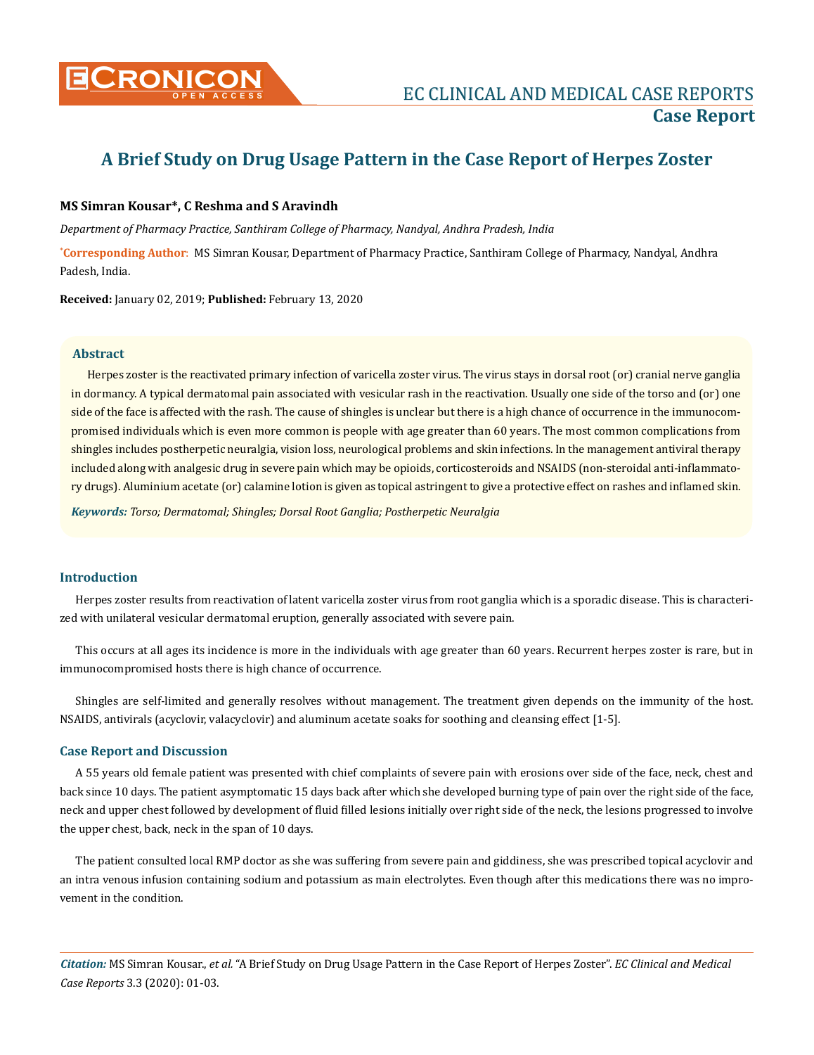# A Brief Study on Drug Usage Pattern in the Case Report of Herpes Zoster

**MS Simran Kousar\*, C Reshma and S Aravindh**

*Department of Pharmacy Practice, Santhiram College of Pharmacy, Nandyal, Andhra Pradesh, India*

**\*Corresponding Author**: MS Simran Kousar, Department of Pharmacy Practice, Santhiram College of Pharmacy, Nandyal, Andhra Padesh, India.

**Received:** January 02, 2019; **Published:** February 13, 2020

## Abstract

Herpes zoster is the reactivated primary infection of varicella zoster virus. The virus stays in dorsal root (or) cranial nerve ganglia in dormancy. A typical dermatomal pain associated with vesicular rash in the reactivation. Usually one side of the torso and (or) one side of the face is affected with the rash. The cause of shingles is unclear but there is a high chance of occurrence in the immunocompromised individuals which is even more common is people with age greater than 60 years. The most common complications from shingles includes postherpetic neuralgia, vision loss, neurological problems and skin infections. In the management antiviral therapy included along with analgesic drug in severe pain which may be opioids, corticosteroids and NSAIDS (non-steroidal anti-inflammatory drugs). Aluminium acetate (or) calamine lotion is given as topical astringent to give a protective effect on rashes and inflamed skin.

***Keywords:*** *Torso; Dermatomal; Shingles; Dorsal Root Ganglia; Postherpetic Neuralgia*

## Introduction

Herpes zoster results from reactivation of latent varicella zoster virus from root ganglia which is a sporadic disease. This is characterized with unilateral vesicular dermatomal eruption, generally associated with severe pain.

This occurs at all ages its incidence is more in the individuals with age greater than 60 years. Recurrent herpes zoster is rare, but in immunocompromised hosts there is high chance of occurrence.

Shingles are self-limited and generally resolves without management. The treatment given depends on the immunity of the host. NSAIDS, antivirals (acyclovir, valacyclovir) and aluminum acetate soaks for soothing and cleansing effect [1-5].

## Case Report and Discussion

A 55 years old female patient was presented with chief complaints of severe pain with erosions over side of the face, neck, chest and back since 10 days. The patient asymptomatic 15 days back after which she developed burning type of pain over the right side of the face, neck and upper chest followed by development of fluid filled lesions initially over right side of the neck, the lesions progressed to involve the upper chest, back, neck in the span of 10 days.

The patient consulted local RMP doctor as she was suffering from severe pain and giddiness, she was prescribed topical acyclovir and an intra venous infusion containing sodium and potassium as main electrolytes. Even though after this medications there was no improvement in the condition.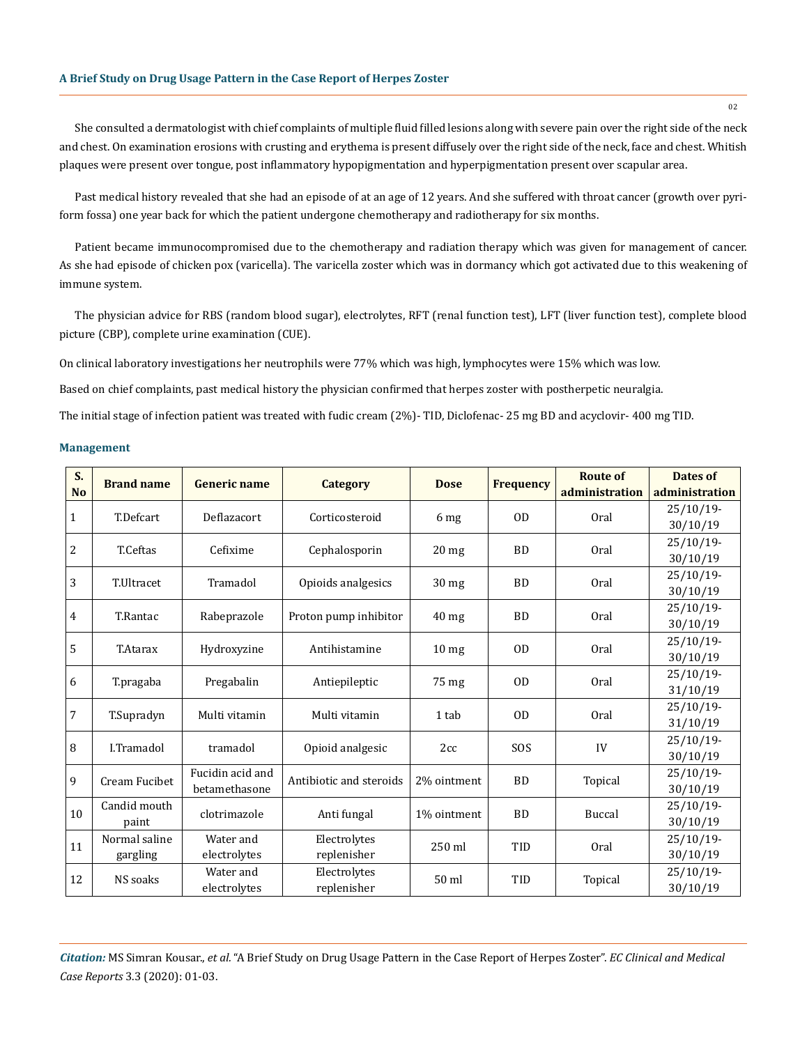She consulted a dermatologist with chief complaints of multiple fluid filled lesions along with severe pain over the right side of the neck and chest. On examination erosions with crusting and erythema is present diffusely over the right side of the neck, face and chest. Whitish plaques were present over tongue, post inflammatory hypopigmentation and hyperpigmentation present over scapular area.

Past medical history revealed that she had an episode of at an age of 12 years. And she suffered with throat cancer (growth over pyriform fossa) one year back for which the patient undergone chemotherapy and radiotherapy for six months.

Patient became immunocompromised due to the chemotherapy and radiation therapy which was given for management of cancer. As she had episode of chicken pox (varicella). The varicella zoster which was in dormancy which got activated due to this weakening of immune system.

The physician advice for RBS (random blood sugar), electrolytes, RFT (renal function test), LFT (liver function test), complete blood picture (CBP), complete urine examination (CUE).

On clinical laboratory investigations her neutrophils were 77% which was high, lymphocytes were 15% which was low.

Based on chief complaints, past medical history the physician confirmed that herpes zoster with postherpetic neuralgia.

The initial stage of infection patient was treated with fudic cream (2%)- TID, Diclofenac- 25 mg BD and acyclovir- 400 mg TID.

## Management

| S. No | Brand name | Generic name | Category | Dose | Frequency | Route of administration | Dates of administration |
|---|---|---|---|---|---|---|---|
| 1 | T.Defcart | Deflazacort | Corticosteroid | 6 mg | OD | Oral | 25/10/19-30/10/19 |
| 2 | T.Ceftas | Cefixime | Cephalosporin | 20 mg | BD | Oral | 25/10/19-30/10/19 |
| 3 | T.Ultracet | Tramadol | Opioids analgesics | 30 mg | BD | Oral | 25/10/19-30/10/19 |
| 4 | T.Rantac | Rabeprazole | Proton pump inhibitor | 40 mg | BD | Oral | 25/10/19-30/10/19 |
| 5 | T.Atarax | Hydroxyzine | Antihistamine | 10 mg | OD | Oral | 25/10/19-30/10/19 |
| 6 | T.pragaba | Pregabalin | Antiepileptic | 75 mg | OD | Oral | 25/10/19-31/10/19 |
| 7 | T.Supradyn | Multi vitamin | Multi vitamin | 1 tab | OD | Oral | 25/10/19-31/10/19 |
| 8 | I.Tramadol | tramadol | Opioid analgesic | 2cc | SOS | IV | 25/10/19-30/10/19 |
| 9 | Cream Fucibet | Fucidin acid and betamethasone | Antibiotic and steroids | 2% ointment | BD | Topical | 25/10/19-30/10/19 |
| 10 | Candid mouth paint | clotrimazole | Anti fungal | 1% ointment | BD | Buccal | 25/10/19-30/10/19 |
| 11 | Normal saline gargling | Water and electrolytes | Electrolytes replenisher | 250 ml | TID | Oral | 25/10/19-30/10/19 |
| 12 | NS soaks | Water and electrolytes | Electrolytes replenisher | 50 ml | TID | Topical | 25/10/19-30/10/19 |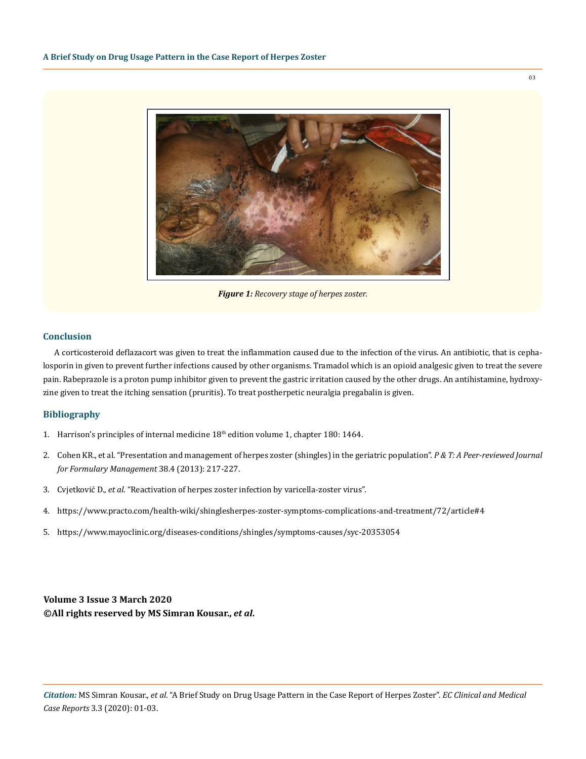*Figure 1: Recovery stage of herpes zoster.*

## Conclusion

A corticosteroid deflazacort was given to treat the inflammation caused due to the infection of the virus. An antibiotic, that is cephalosporin in given to prevent further infections caused by other organisms. Tramadol which is an opioid analgesic given to treat the severe pain. Rabeprazole is a proton pump inhibitor given to prevent the gastric irritation caused by the other drugs. An antihistamine, hydroxyzine given to treat the itching sensation (pruritis). To treat postherpetic neuralgia pregabalin is given.

## Bibliography

1. Harrison's principles of internal medicine 18th edition volume 1, chapter 180: 1464.
2. Cohen KR., et al. "Presentation and management of herpes zoster (shingles) in the geriatric population". *P & T: A Peer-reviewed Journal for Formulary Management* 38.4 (2013): 217-227.
3. Cvjetković D., *et al*. "Reactivation of herpes zoster infection by varicella-zoster virus".
4. https://www.practo.com/health-wiki/shinglesherpes-zoster-symptoms-complications-and-treatment/72/article#4
5. https://www.mayoclinic.org/diseases-conditions/shingles/symptoms-causes/syc-20353054

**Volume 3 Issue 3 March 2020**
**©All rights reserved by MS Simran Kousar., *et al*.**